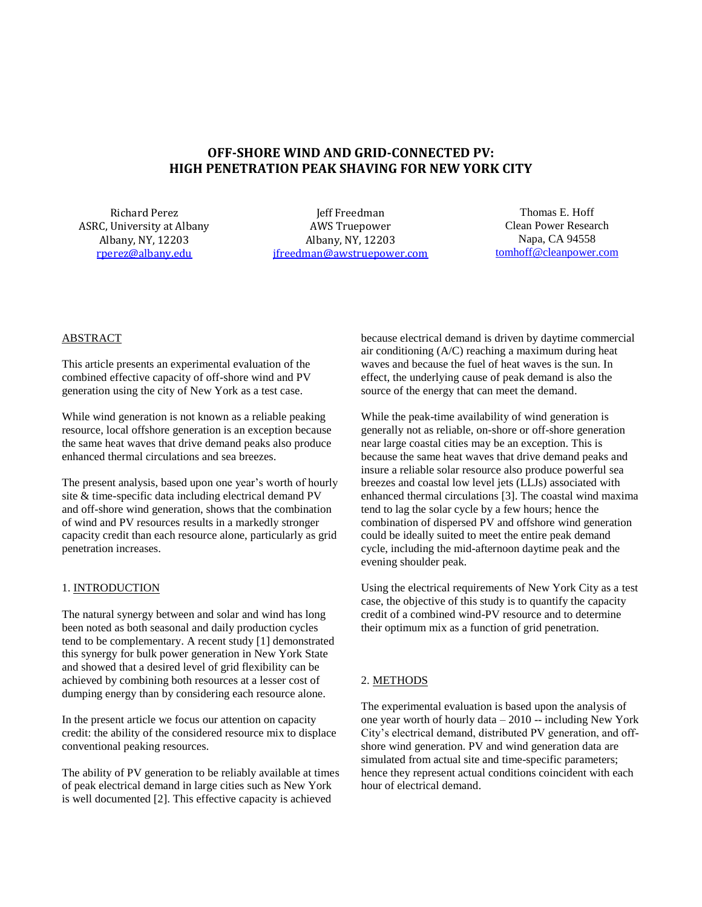# OFF-SHORE WIND AND GRID-CONNECTED PV: HIGH PENETRATION PEAK SHAVING FOR NEW YORK CITY

Richard Perez
ASRC, University at Albany
Albany, NY, 12203
rperez@albany.edu

Jeff Freedman
AWS Truepower
Albany, NY, 12203
jfreedman@awstruepower.com

Thomas E. Hoff
Clean Power Research
Napa, CA 94558
tomhoff@cleanpower.com

## ABSTRACT

This article presents an experimental evaluation of the combined effective capacity of off-shore wind and PV generation using the city of New York as a test case.

While wind generation is not known as a reliable peaking resource, local offshore generation is an exception because the same heat waves that drive demand peaks also produce enhanced thermal circulations and sea breezes.

The present analysis, based upon one year's worth of hourly site & time-specific data including electrical demand PV and off-shore wind generation, shows that the combination of wind and PV resources results in a markedly stronger capacity credit than each resource alone, particularly as grid penetration increases.

## 1. INTRODUCTION

The natural synergy between and solar and wind has long been noted as both seasonal and daily production cycles tend to be complementary. A recent study [1] demonstrated this synergy for bulk power generation in New York State and showed that a desired level of grid flexibility can be achieved by combining both resources at a lesser cost of dumping energy than by considering each resource alone.

In the present article we focus our attention on capacity credit: the ability of the considered resource mix to displace conventional peaking resources.

The ability of PV generation to be reliably available at times of peak electrical demand in large cities such as New York is well documented [2]. This effective capacity is achieved because electrical demand is driven by daytime commercial air conditioning (A/C) reaching a maximum during heat waves and because the fuel of heat waves is the sun. In effect, the underlying cause of peak demand is also the source of the energy that can meet the demand.

While the peak-time availability of wind generation is generally not as reliable, on-shore or off-shore generation near large coastal cities may be an exception. This is because the same heat waves that drive demand peaks and insure a reliable solar resource also produce powerful sea breezes and coastal low level jets (LLJs) associated with enhanced thermal circulations [3]. The coastal wind maxima tend to lag the solar cycle by a few hours; hence the combination of dispersed PV and offshore wind generation could be ideally suited to meet the entire peak demand cycle, including the mid-afternoon daytime peak and the evening shoulder peak.

Using the electrical requirements of New York City as a test case, the objective of this study is to quantify the capacity credit of a combined wind-PV resource and to determine their optimum mix as a function of grid penetration.

## 2. METHODS

The experimental evaluation is based upon the analysis of one year worth of hourly data – 2010 -- including New York City's electrical demand, distributed PV generation, and off-shore wind generation. PV and wind generation data are simulated from actual site and time-specific parameters; hence they represent actual conditions coincident with each hour of electrical demand.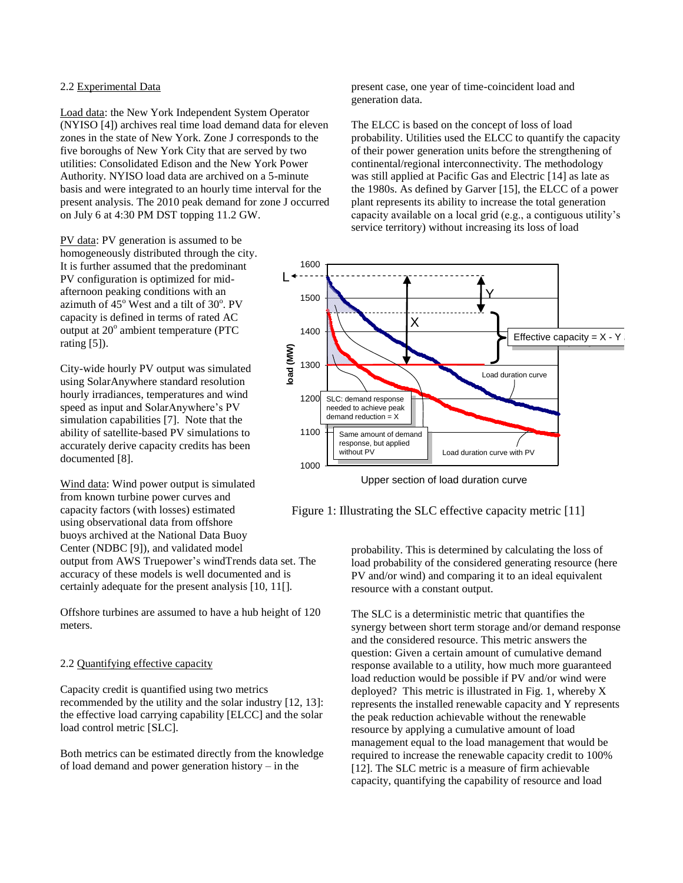2.2 Experimental Data

Load data: the New York Independent System Operator (NYISO [4]) archives real time load demand data for eleven zones in the state of New York. Zone J corresponds to the five boroughs of New York City that are served by two utilities: Consolidated Edison and the New York Power Authority. NYISO load data are archived on a 5-minute basis and were integrated to an hourly time interval for the present analysis. The 2010 peak demand for zone J occurred on July 6 at 4:30 PM DST topping 11.2 GW.

PV data: PV generation is assumed to be homogeneously distributed through the city. It is further assumed that the predominant PV configuration is optimized for mid-afternoon peaking conditions with an azimuth of $45^o$ West and a tilt of $30^o$. PV capacity is defined in terms of rated AC output at $20^o$ ambient temperature (PTC rating [5]).

City-wide hourly PV output was simulated using SolarAnywhere standard resolution hourly irradiances, temperatures and wind speed as input and SolarAnywhere's PV simulation capabilities [7]. Note that the ability of satellite-based PV simulations to accurately derive capacity credits has been documented [8].

Wind data: Wind power output is simulated from known turbine power curves and capacity factors (with losses) estimated using observational data from offshore buoys archived at the National Data Buoy Center (NDBC [9]), and validated model output from AWS Truepower's windTrends data set. The accuracy of these models is well documented and is certainly adequate for the present analysis [10, 11[].

Offshore turbines are assumed to have a hub height of 120 meters.

2.2 Quantifying effective capacity

Capacity credit is quantified using two metrics recommended by the utility and the solar industry [12, 13]: the effective load carrying capability [ELCC] and the solar load control metric [SLC].

Both metrics can be estimated directly from the knowledge of load demand and power generation history – in the present case, one year of time-coincident load and generation data.

The ELCC is based on the concept of loss of load probability. Utilities used the ELCC to quantify the capacity of their power generation units before the strengthening of continental/regional interconnectivity. The methodology was still applied at Pacific Gas and Electric [14] as late as the 1980s. As defined by Garver [15], the ELCC of a power plant represents its ability to increase the total generation capacity available on a local grid (e.g., a contiguous utility's service territory) without increasing its loss of load probability. This is determined by calculating the loss of load probability of the considered generating resource (here PV and/or wind) and comparing it to an ideal equivalent resource with a constant output.

Figure 1: Illustrating the SLC effective capacity metric [11]

The SLC is a deterministic metric that quantifies the synergy between short term storage and/or demand response and the considered resource. This metric answers the question: Given a certain amount of cumulative demand response available to a utility, how much more guaranteed load reduction would be possible if PV and/or wind were deployed? This metric is illustrated in Fig. 1, whereby X represents the installed renewable capacity and Y represents the peak reduction achievable without the renewable resource by applying a cumulative amount of load management equal to the load management that would be required to increase the renewable capacity credit to 100% [12]. The SLC metric is a measure of firm achievable capacity, quantifying the capability of resource and load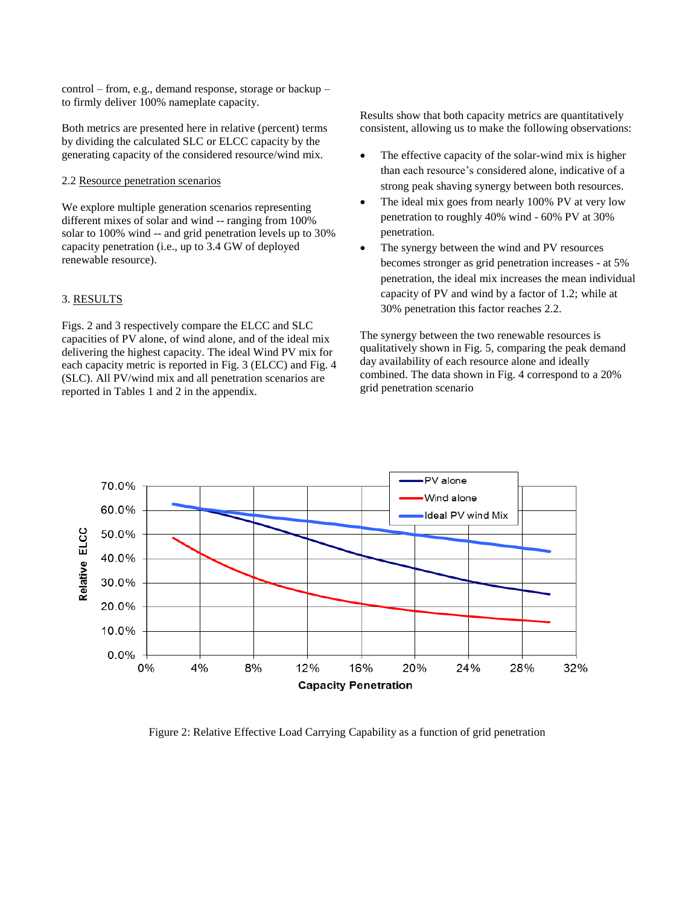control – from, e.g., demand response, storage or backup – to firmly deliver 100% nameplate capacity.

Both metrics are presented here in relative (percent) terms by dividing the calculated SLC or ELCC capacity by the generating capacity of the considered resource/wind mix.

### 2.2 Resource penetration scenarios

We explore multiple generation scenarios representing different mixes of solar and wind -- ranging from 100% solar to 100% wind -- and grid penetration levels up to 30% capacity penetration (i.e., up to 3.4 GW of deployed renewable resource).

## 3. RESULTS

Figs. 2 and 3 respectively compare the ELCC and SLC capacities of PV alone, of wind alone, and of the ideal mix delivering the highest capacity. The ideal Wind PV mix for each capacity metric is reported in Fig. 3 (ELCC) and Fig. 4 (SLC). All PV/wind mix and all penetration scenarios are reported in Tables 1 and 2 in the appendix.

Results show that both capacity metrics are quantitatively consistent, allowing us to make the following observations:

- The effective capacity of the solar-wind mix is higher than each resource's considered alone, indicative of a strong peak shaving synergy between both resources.
- The ideal mix goes from nearly 100% PV at very low penetration to roughly 40% wind - 60% PV at 30% penetration.
- The synergy between the wind and PV resources becomes stronger as grid penetration increases - at 5% penetration, the ideal mix increases the mean individual capacity of PV and wind by a factor of 1.2; while at 30% penetration this factor reaches 2.2.

The synergy between the two renewable resources is qualitatively shown in Fig. 5, comparing the peak demand day availability of each resource alone and ideally combined. The data shown in Fig. 4 correspond to a 20% grid penetration scenario

Figure 2: Relative Effective Load Carrying Capability as a function of grid penetration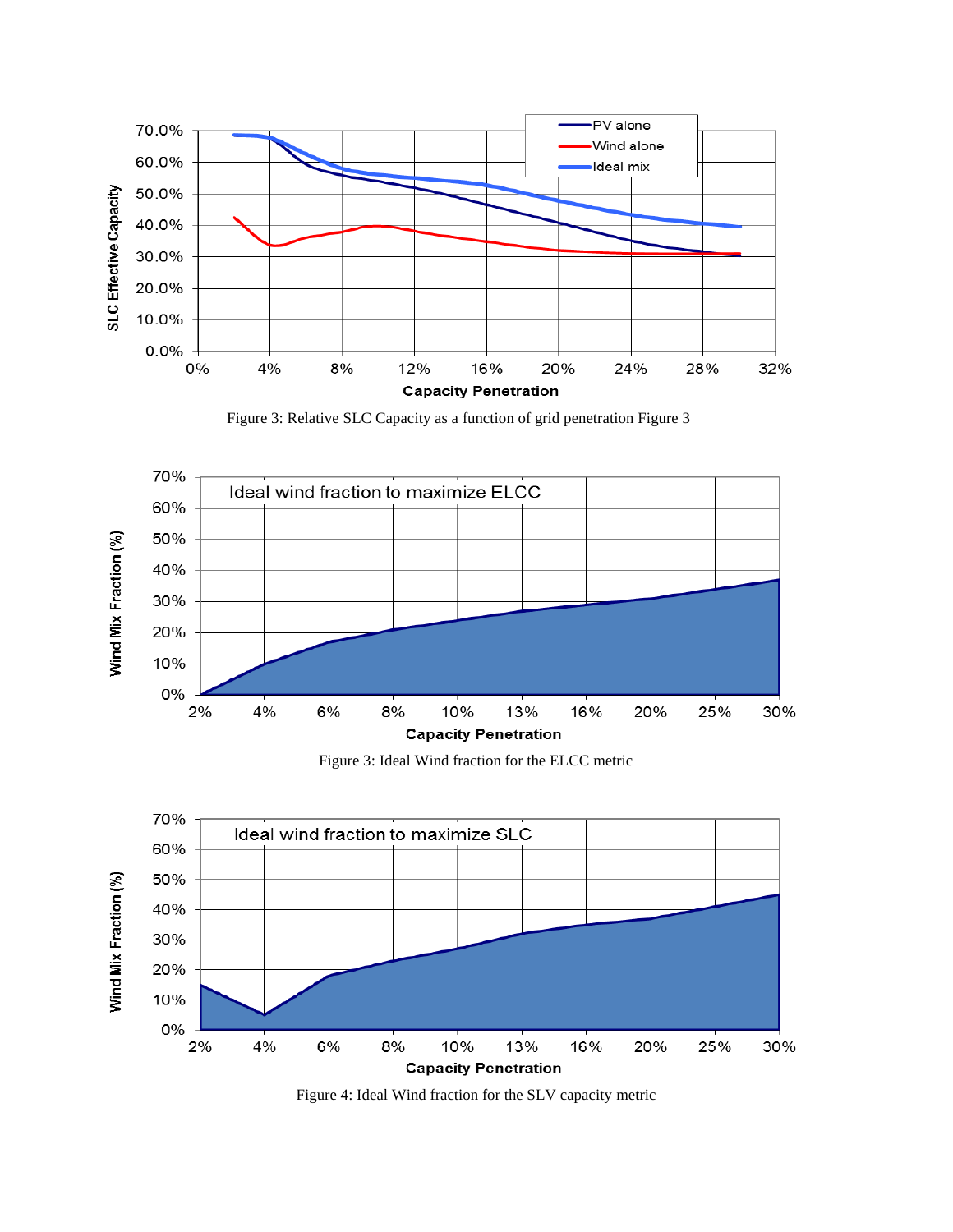Figure 3: Relative SLC Capacity as a function of grid penetration Figure 3

Figure 3: Ideal Wind fraction for the ELCC metric

Figure 4: Ideal Wind fraction for the SLV capacity metric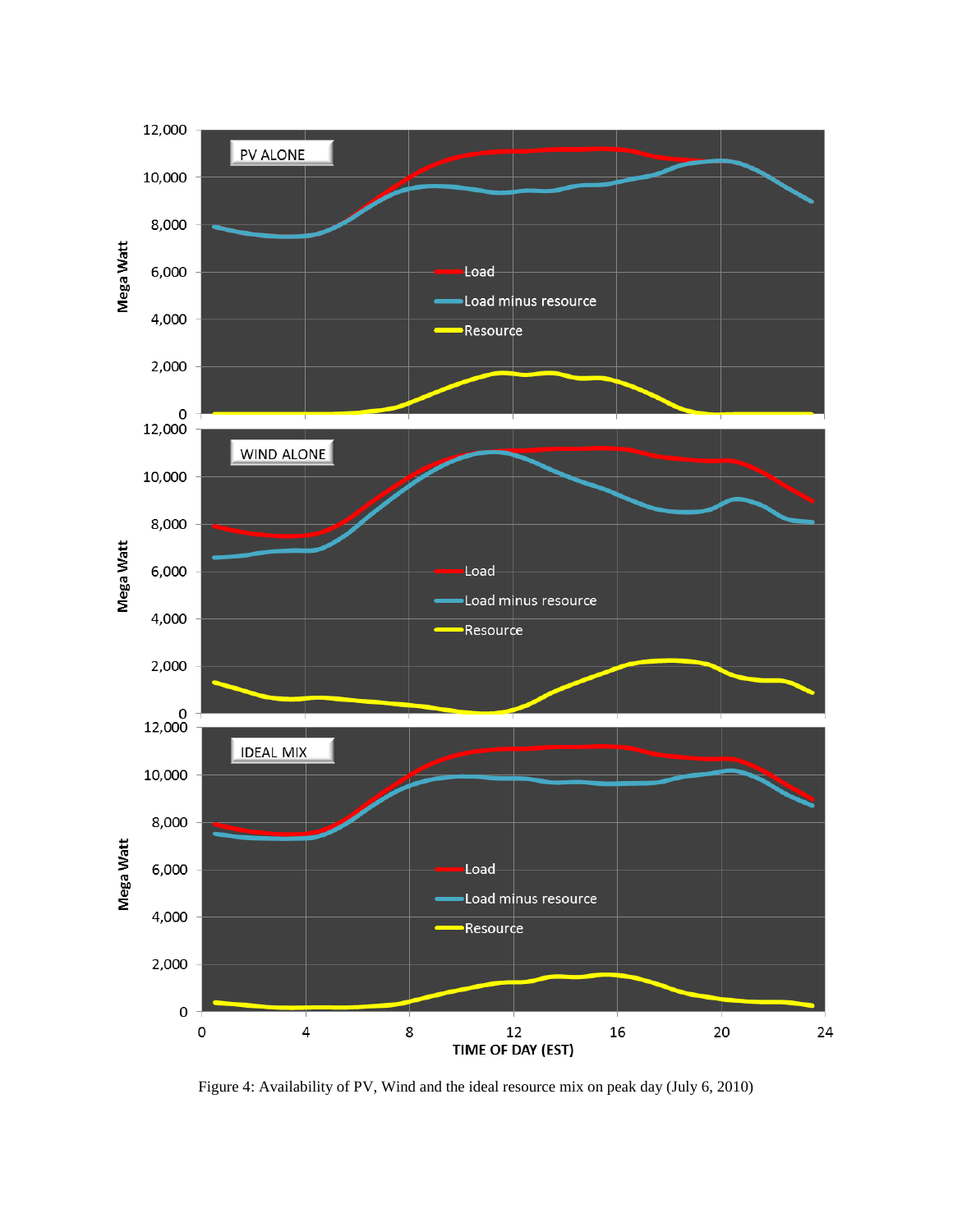Figure 4: Availability of PV, Wind and the ideal resource mix on peak day (July 6, 2010)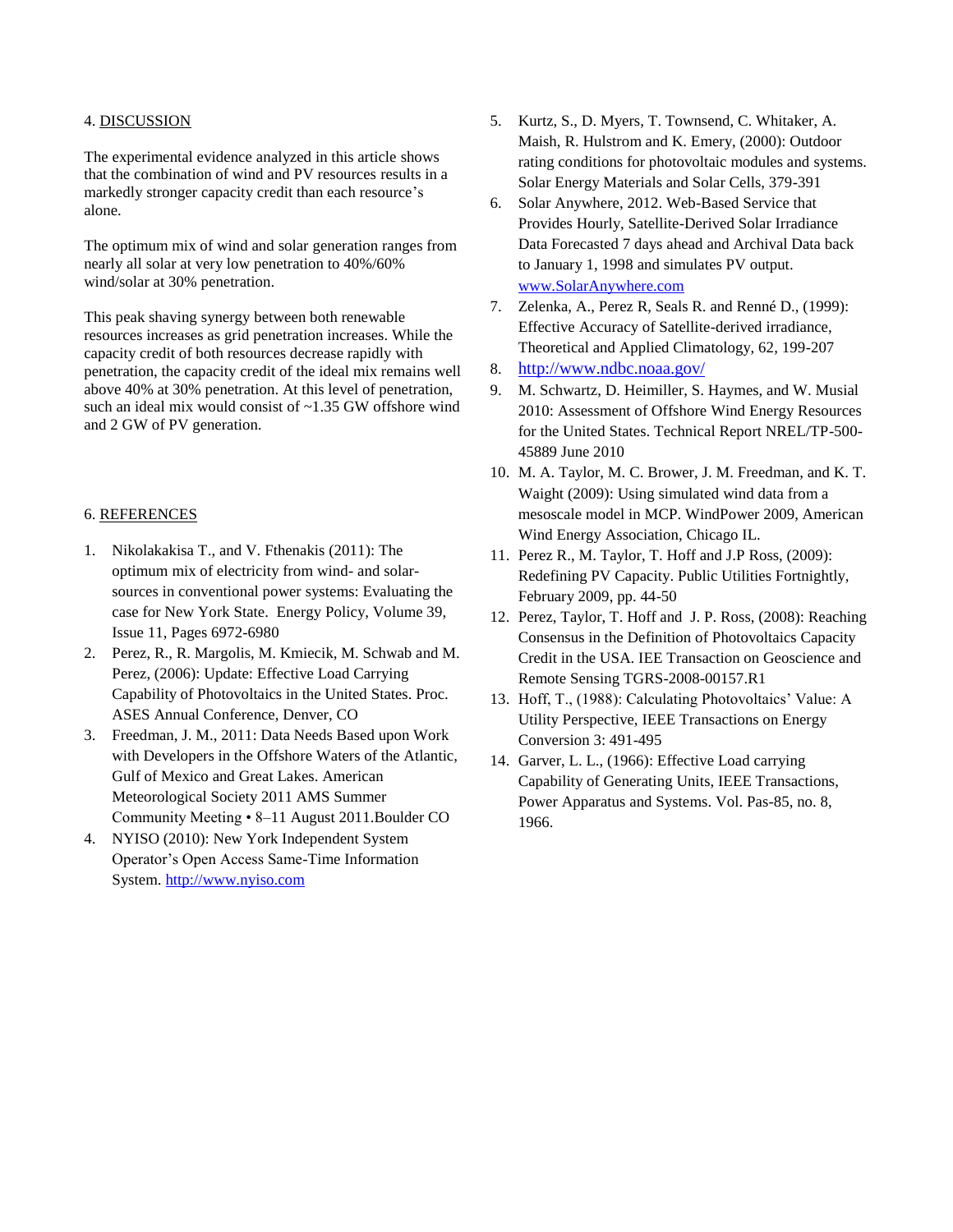## 4. DISCUSSION

The experimental evidence analyzed in this article shows that the combination of wind and PV resources results in a markedly stronger capacity credit than each resource's alone.

The optimum mix of wind and solar generation ranges from nearly all solar at very low penetration to 40%/60% wind/solar at 30% penetration.

This peak shaving synergy between both renewable resources increases as grid penetration increases. While the capacity credit of both resources decrease rapidly with penetration, the capacity credit of the ideal mix remains well above 40% at 30% penetration. At this level of penetration, such an ideal mix would consist of ~1.35 GW offshore wind and 2 GW of PV generation.

## 6. REFERENCES

1. Nikolakakisa T., and V. Fthenakis (2011): The optimum mix of electricity from wind- and solar-sources in conventional power systems: Evaluating the case for New York State. Energy Policy, Volume 39, Issue 11, Pages 6972-6980
2. Perez, R., R. Margolis, M. Kmiecik, M. Schwab and M. Perez, (2006): Update: Effective Load Carrying Capability of Photovoltaics in the United States. Proc. ASES Annual Conference, Denver, CO
3. Freedman, J. M., 2011: Data Needs Based upon Work with Developers in the Offshore Waters of the Atlantic, Gulf of Mexico and Great Lakes. American Meteorological Society 2011 AMS Summer Community Meeting • 8–11 August 2011.Boulder CO
4. NYISO (2010): New York Independent System Operator's Open Access Same-Time Information System. http://www.nyiso.com
5. Kurtz, S., D. Myers, T. Townsend, C. Whitaker, A. Maish, R. Hulstrom and K. Emery, (2000): Outdoor rating conditions for photovoltaic modules and systems. Solar Energy Materials and Solar Cells, 379-391
6. Solar Anywhere, 2012. Web-Based Service that Provides Hourly, Satellite-Derived Solar Irradiance Data Forecasted 7 days ahead and Archival Data back to January 1, 1998 and simulates PV output. www.SolarAnywhere.com
7. Zelenka, A., Perez R, Seals R. and Renné D., (1999): Effective Accuracy of Satellite-derived irradiance, Theoretical and Applied Climatology, 62, 199-207
8. http://www.ndbc.noaa.gov/
9. M. Schwartz, D. Heimiller, S. Haymes, and W. Musial 2010: Assessment of Offshore Wind Energy Resources for the United States. Technical Report NREL/TP-500-45889 June 2010
10. M. A. Taylor, M. C. Brower, J. M. Freedman, and K. T. Waight (2009): Using simulated wind data from a mesoscale model in MCP. WindPower 2009, American Wind Energy Association, Chicago IL.
11. Perez R., M. Taylor, T. Hoff and J.P Ross, (2009): Redefining PV Capacity. Public Utilities Fortnightly, February 2009, pp. 44-50
12. Perez, Taylor, T. Hoff and J. P. Ross, (2008): Reaching Consensus in the Definition of Photovoltaics Capacity Credit in the USA. IEE Transaction on Geoscience and Remote Sensing TGRS-2008-00157.R1
13. Hoff, T., (1988): Calculating Photovoltaics' Value: A Utility Perspective, IEEE Transactions on Energy Conversion 3: 491-495
14. Garver, L. L., (1966): Effective Load carrying Capability of Generating Units, IEEE Transactions, Power Apparatus and Systems. Vol. Pas-85, no. 8, 1966.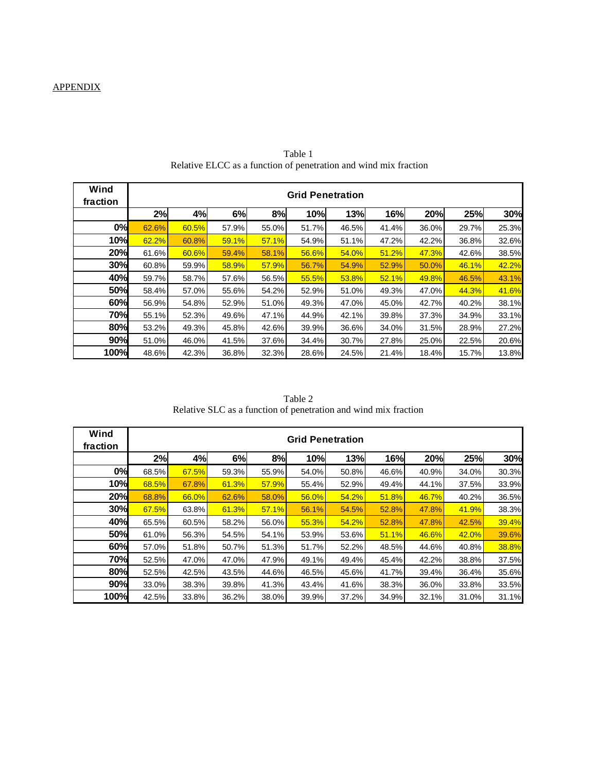APPENDIX

Table 1
Relative ELCC as a function of penetration and wind mix fraction

| Wind fraction | Grid Penetration | | | | | | | | | |
|---|---|---|---|---|---|---|---|---|---|---|
| | 2% | 4% | 6% | 8% | 10% | 13% | 16% | 20% | 25% | 30% |
| 0% | 62.6% | 60.5% | 57.9% | 55.0% | 51.7% | 46.5% | 41.4% | 36.0% | 29.7% | 25.3% |
| 10% | 62.2% | 60.8% | 59.1% | 57.1% | 54.9% | 51.1% | 47.2% | 42.2% | 36.8% | 32.6% |
| 20% | 61.6% | 60.6% | 59.4% | 58.1% | 56.6% | 54.0% | 51.2% | 47.3% | 42.6% | 38.5% |
| 30% | 60.8% | 59.9% | 58.9% | 57.9% | 56.7% | 54.9% | 52.9% | 50.0% | 46.1% | 42.2% |
| 40% | 59.7% | 58.7% | 57.6% | 56.5% | 55.5% | 53.8% | 52.1% | 49.8% | 46.5% | 43.1% |
| 50% | 58.4% | 57.0% | 55.6% | 54.2% | 52.9% | 51.0% | 49.3% | 47.0% | 44.3% | 41.6% |
| 60% | 56.9% | 54.8% | 52.9% | 51.0% | 49.3% | 47.0% | 45.0% | 42.7% | 40.2% | 38.1% |
| 70% | 55.1% | 52.3% | 49.6% | 47.1% | 44.9% | 42.1% | 39.8% | 37.3% | 34.9% | 33.1% |
| 80% | 53.2% | 49.3% | 45.8% | 42.6% | 39.9% | 36.6% | 34.0% | 31.5% | 28.9% | 27.2% |
| 90% | 51.0% | 46.0% | 41.5% | 37.6% | 34.4% | 30.7% | 27.8% | 25.0% | 22.5% | 20.6% |
| 100% | 48.6% | 42.3% | 36.8% | 32.3% | 28.6% | 24.5% | 21.4% | 18.4% | 15.7% | 13.8% |

Table 2
Relative SLC as a function of penetration and wind mix fraction

| Wind fraction | Grid Penetration | | | | | | | | | |
|---|---|---|---|---|---|---|---|---|---|---|
| | 2% | 4% | 6% | 8% | 10% | 13% | 16% | 20% | 25% | 30% |
| 0% | 68.5% | 67.5% | 59.3% | 55.9% | 54.0% | 50.8% | 46.6% | 40.9% | 34.0% | 30.3% |
| 10% | 68.5% | 67.8% | 61.3% | 57.9% | 55.4% | 52.9% | 49.4% | 44.1% | 37.5% | 33.9% |
| 20% | 68.8% | 66.0% | 62.6% | 58.0% | 56.0% | 54.2% | 51.8% | 46.7% | 40.2% | 36.5% |
| 30% | 67.5% | 63.8% | 61.3% | 57.1% | 56.1% | 54.5% | 52.8% | 47.8% | 41.9% | 38.3% |
| 40% | 65.5% | 60.5% | 58.2% | 56.0% | 55.3% | 54.2% | 52.8% | 47.8% | 42.5% | 39.4% |
| 50% | 61.0% | 56.3% | 54.5% | 54.1% | 53.9% | 53.6% | 51.1% | 46.6% | 42.0% | 39.6% |
| 60% | 57.0% | 51.8% | 50.7% | 51.3% | 51.7% | 52.2% | 48.5% | 44.6% | 40.8% | 38.8% |
| 70% | 52.5% | 47.0% | 47.0% | 47.9% | 49.1% | 49.4% | 45.4% | 42.2% | 38.8% | 37.5% |
| 80% | 52.5% | 42.5% | 43.5% | 44.6% | 46.5% | 45.6% | 41.7% | 39.4% | 36.4% | 35.6% |
| 90% | 33.0% | 38.3% | 39.8% | 41.3% | 43.4% | 41.6% | 38.3% | 36.0% | 33.8% | 33.5% |
| 100% | 42.5% | 33.8% | 36.2% | 38.0% | 39.9% | 37.2% | 34.9% | 32.1% | 31.0% | 31.1% |